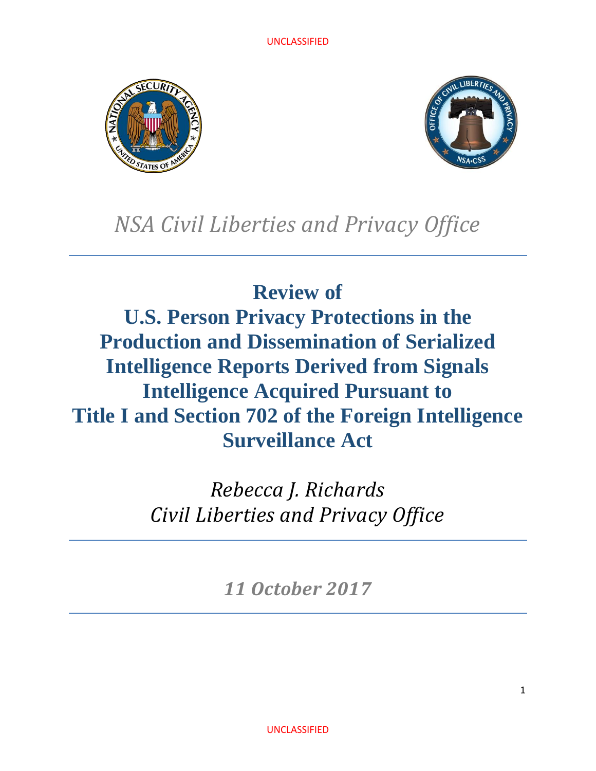UNCLASSIFIED

*NSA Civil Liberties and Privacy Office*

# Review of U.S. Person Privacy Protections in the Production and Dissemination of Serialized Intelligence Reports Derived from Signals Intelligence Acquired Pursuant to Title I and Section 702 of the Foreign Intelligence Surveillance Act

*Rebecca J. Richards*
*Civil Liberties and Privacy Office*

***11 October 2017***

UNCLASSIFIED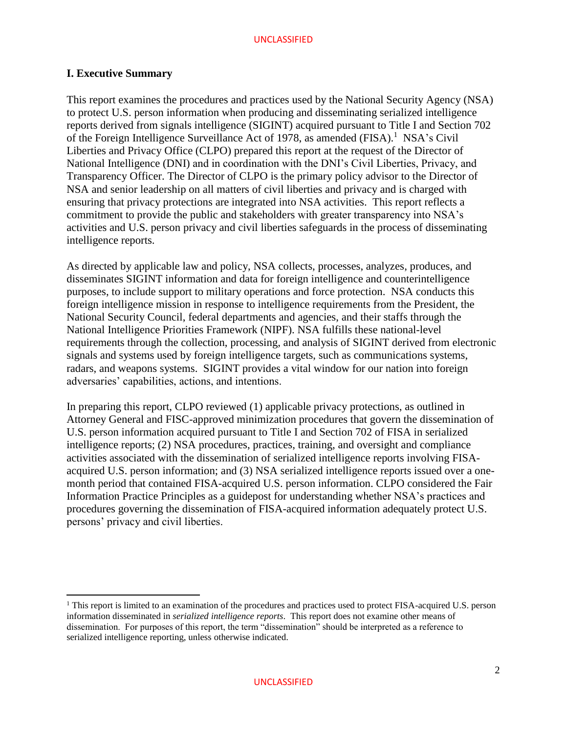## I. Executive Summary

This report examines the procedures and practices used by the National Security Agency (NSA) to protect U.S. person information when producing and disseminating serialized intelligence reports derived from signals intelligence (SIGINT) acquired pursuant to Title I and Section 702 of the Foreign Intelligence Surveillance Act of 1978, as amended (FISA).[1] NSA's Civil Liberties and Privacy Office (CLPO) prepared this report at the request of the Director of National Intelligence (DNI) and in coordination with the DNI's Civil Liberties, Privacy, and Transparency Officer. The Director of CLPO is the primary policy advisor to the Director of NSA and senior leadership on all matters of civil liberties and privacy and is charged with ensuring that privacy protections are integrated into NSA activities. This report reflects a commitment to provide the public and stakeholders with greater transparency into NSA's activities and U.S. person privacy and civil liberties safeguards in the process of disseminating intelligence reports.

As directed by applicable law and policy, NSA collects, processes, analyzes, produces, and disseminates SIGINT information and data for foreign intelligence and counterintelligence purposes, to include support to military operations and force protection. NSA conducts this foreign intelligence mission in response to intelligence requirements from the President, the National Security Council, federal departments and agencies, and their staffs through the National Intelligence Priorities Framework (NIPF). NSA fulfills these national-level requirements through the collection, processing, and analysis of SIGINT derived from electronic signals and systems used by foreign intelligence targets, such as communications systems, radars, and weapons systems. SIGINT provides a vital window for our nation into foreign adversaries' capabilities, actions, and intentions.

In preparing this report, CLPO reviewed (1) applicable privacy protections, as outlined in Attorney General and FISC-approved minimization procedures that govern the dissemination of U.S. person information acquired pursuant to Title I and Section 702 of FISA in serialized intelligence reports; (2) NSA procedures, practices, training, and oversight and compliance activities associated with the dissemination of serialized intelligence reports involving FISA-acquired U.S. person information; and (3) NSA serialized intelligence reports issued over a one-month period that contained FISA-acquired U.S. person information. CLPO considered the Fair Information Practice Principles as a guidepost for understanding whether NSA's practices and procedures governing the dissemination of FISA-acquired information adequately protect U.S. persons' privacy and civil liberties.

[1] This report is limited to an examination of the procedures and practices used to protect FISA-acquired U.S. person information disseminated in *serialized intelligence reports*. This report does not examine other means of dissemination. For purposes of this report, the term "dissemination" should be interpreted as a reference to serialized intelligence reporting, unless otherwise indicated.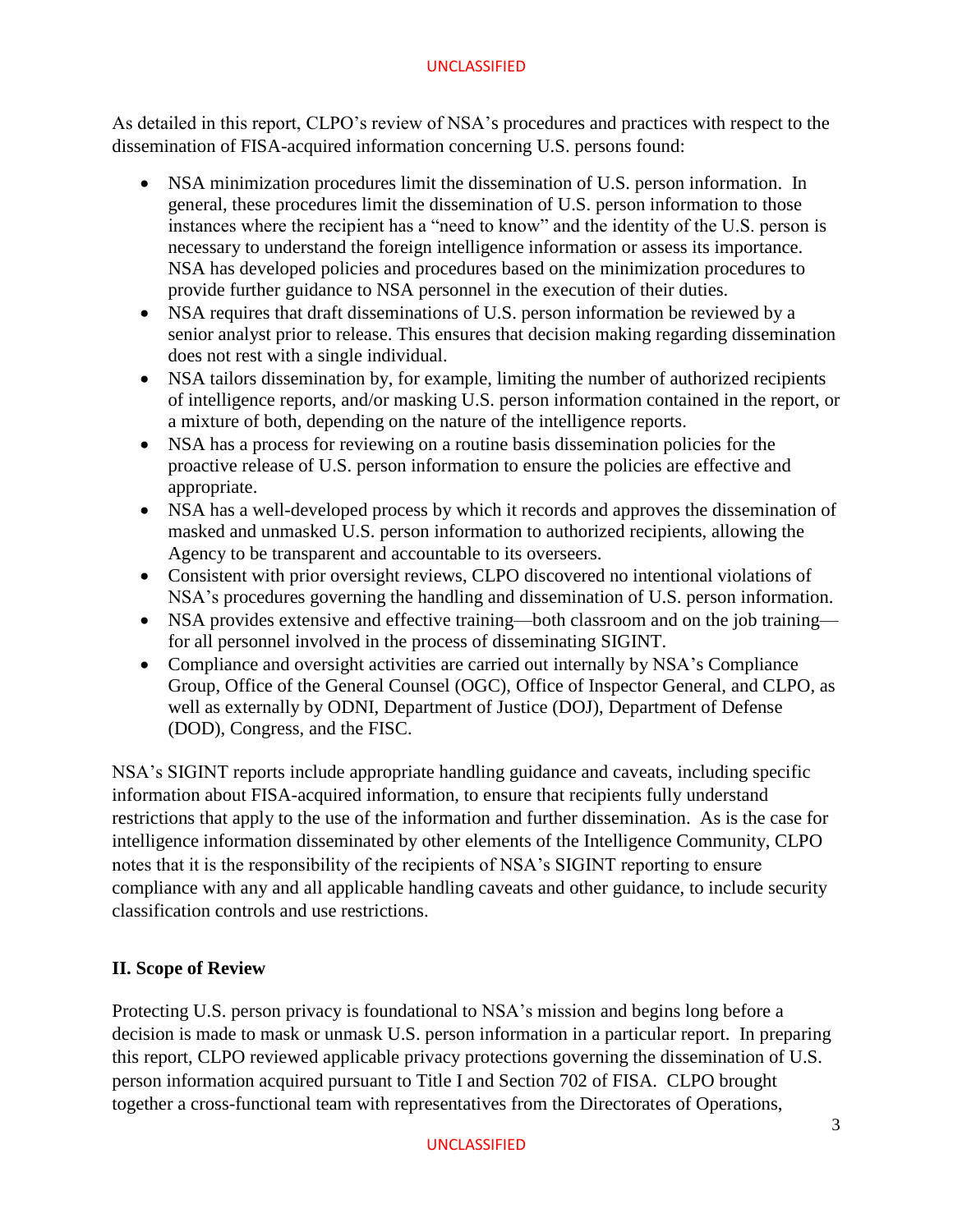As detailed in this report, CLPO's review of NSA's procedures and practices with respect to the dissemination of FISA-acquired information concerning U.S. persons found:

- NSA minimization procedures limit the dissemination of U.S. person information. In general, these procedures limit the dissemination of U.S. person information to those instances where the recipient has a "need to know" and the identity of the U.S. person is necessary to understand the foreign intelligence information or assess its importance. NSA has developed policies and procedures based on the minimization procedures to provide further guidance to NSA personnel in the execution of their duties.
- NSA requires that draft disseminations of U.S. person information be reviewed by a senior analyst prior to release. This ensures that decision making regarding dissemination does not rest with a single individual.
- NSA tailors dissemination by, for example, limiting the number of authorized recipients of intelligence reports, and/or masking U.S. person information contained in the report, or a mixture of both, depending on the nature of the intelligence reports.
- NSA has a process for reviewing on a routine basis dissemination policies for the proactive release of U.S. person information to ensure the policies are effective and appropriate.
- NSA has a well-developed process by which it records and approves the dissemination of masked and unmasked U.S. person information to authorized recipients, allowing the Agency to be transparent and accountable to its overseers.
- Consistent with prior oversight reviews, CLPO discovered no intentional violations of NSA's procedures governing the handling and dissemination of U.S. person information.
- NSA provides extensive and effective training—both classroom and on the job training—for all personnel involved in the process of disseminating SIGINT.
- Compliance and oversight activities are carried out internally by NSA's Compliance Group, Office of the General Counsel (OGC), Office of Inspector General, and CLPO, as well as externally by ODNI, Department of Justice (DOJ), Department of Defense (DOD), Congress, and the FISC.

NSA's SIGINT reports include appropriate handling guidance and caveats, including specific information about FISA-acquired information, to ensure that recipients fully understand restrictions that apply to the use of the information and further dissemination. As is the case for intelligence information disseminated by other elements of the Intelligence Community, CLPO notes that it is the responsibility of the recipients of NSA's SIGINT reporting to ensure compliance with any and all applicable handling caveats and other guidance, to include security classification controls and use restrictions.

## II. Scope of Review

Protecting U.S. person privacy is foundational to NSA's mission and begins long before a decision is made to mask or unmask U.S. person information in a particular report. In preparing this report, CLPO reviewed applicable privacy protections governing the dissemination of U.S. person information acquired pursuant to Title I and Section 702 of FISA. CLPO brought together a cross-functional team with representatives from the Directorates of Operations,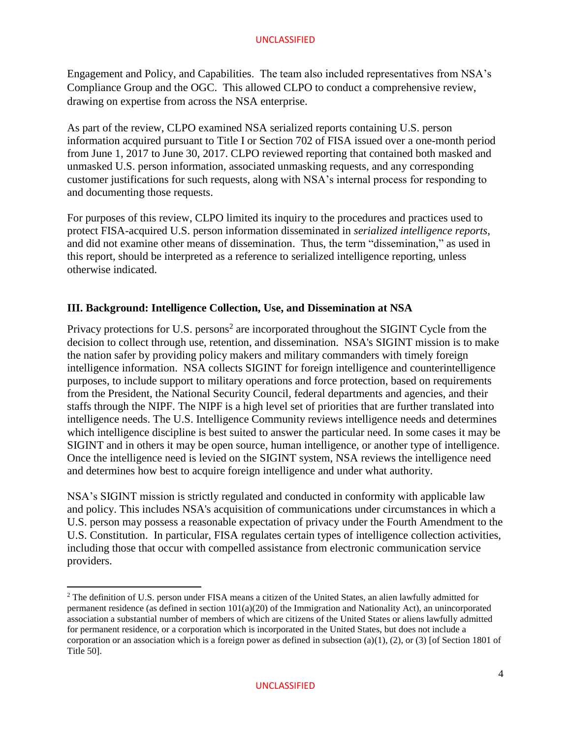Engagement and Policy, and Capabilities. The team also included representatives from NSA's Compliance Group and the OGC. This allowed CLPO to conduct a comprehensive review, drawing on expertise from across the NSA enterprise.

As part of the review, CLPO examined NSA serialized reports containing U.S. person information acquired pursuant to Title I or Section 702 of FISA issued over a one-month period from June 1, 2017 to June 30, 2017. CLPO reviewed reporting that contained both masked and unmasked U.S. person information, associated unmasking requests, and any corresponding customer justifications for such requests, along with NSA's internal process for responding to and documenting those requests.

For purposes of this review, CLPO limited its inquiry to the procedures and practices used to protect FISA-acquired U.S. person information disseminated in *serialized intelligence reports*, and did not examine other means of dissemination. Thus, the term "dissemination," as used in this report, should be interpreted as a reference to serialized intelligence reporting, unless otherwise indicated.

## III. Background: Intelligence Collection, Use, and Dissemination at NSA

Privacy protections for U.S. persons[2] are incorporated throughout the SIGINT Cycle from the decision to collect through use, retention, and dissemination. NSA's SIGINT mission is to make the nation safer by providing policy makers and military commanders with timely foreign intelligence information. NSA collects SIGINT for foreign intelligence and counterintelligence purposes, to include support to military operations and force protection, based on requirements from the President, the National Security Council, federal departments and agencies, and their staffs through the NIPF. The NIPF is a high level set of priorities that are further translated into intelligence needs. The U.S. Intelligence Community reviews intelligence needs and determines which intelligence discipline is best suited to answer the particular need. In some cases it may be SIGINT and in others it may be open source, human intelligence, or another type of intelligence. Once the intelligence need is levied on the SIGINT system, NSA reviews the intelligence need and determines how best to acquire foreign intelligence and under what authority.

NSA's SIGINT mission is strictly regulated and conducted in conformity with applicable law and policy. This includes NSA's acquisition of communications under circumstances in which a U.S. person may possess a reasonable expectation of privacy under the Fourth Amendment to the U.S. Constitution. In particular, FISA regulates certain types of intelligence collection activities, including those that occur with compelled assistance from electronic communication service providers.

---

[2] The definition of U.S. person under FISA means a citizen of the United States, an alien lawfully admitted for permanent residence (as defined in section 101(a)(20) of the Immigration and Nationality Act), an unincorporated association a substantial number of members of which are citizens of the United States or aliens lawfully admitted for permanent residence, or a corporation which is incorporated in the United States, but does not include a corporation or an association which is a foreign power as defined in subsection (a)(1), (2), or (3) [of Section 1801 of Title 50].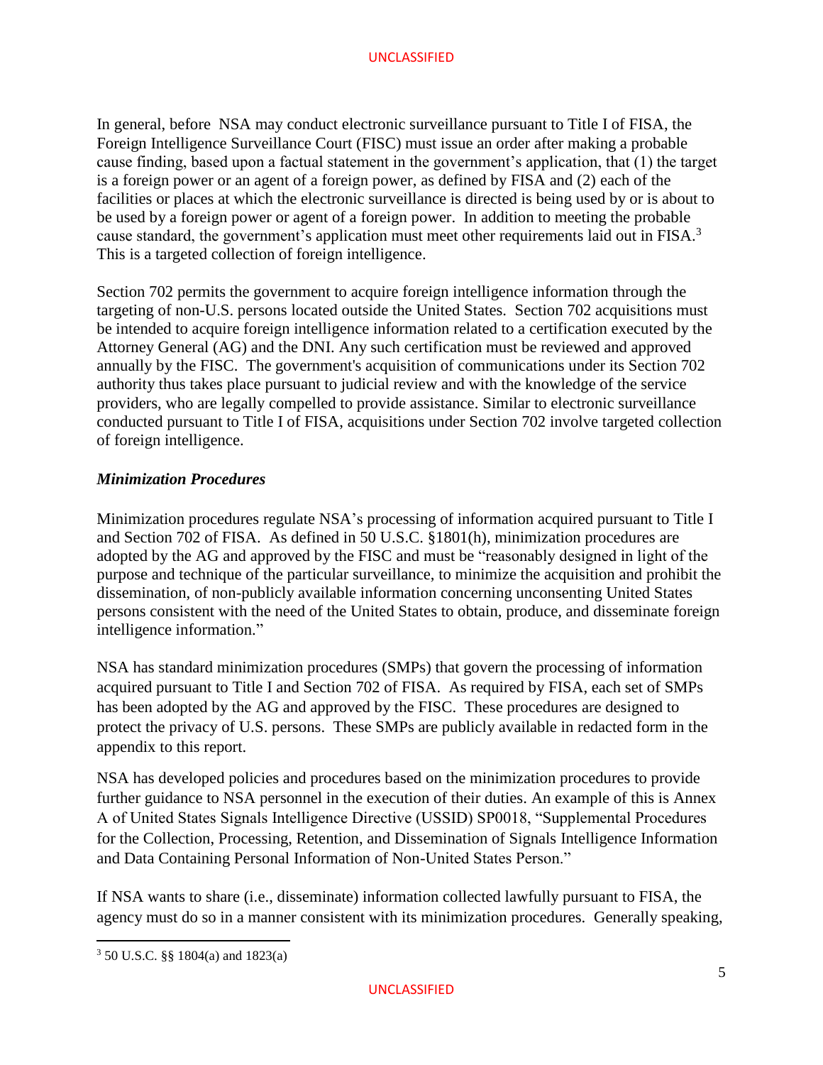In general, before NSA may conduct electronic surveillance pursuant to Title I of FISA, the Foreign Intelligence Surveillance Court (FISC) must issue an order after making a probable cause finding, based upon a factual statement in the government's application, that (1) the target is a foreign power or an agent of a foreign power, as defined by FISA and (2) each of the facilities or places at which the electronic surveillance is directed is being used by or is about to be used by a foreign power or agent of a foreign power. In addition to meeting the probable cause standard, the government's application must meet other requirements laid out in FISA.[3] This is a targeted collection of foreign intelligence.

Section 702 permits the government to acquire foreign intelligence information through the targeting of non-U.S. persons located outside the United States. Section 702 acquisitions must be intended to acquire foreign intelligence information related to a certification executed by the Attorney General (AG) and the DNI. Any such certification must be reviewed and approved annually by the FISC. The government's acquisition of communications under its Section 702 authority thus takes place pursuant to judicial review and with the knowledge of the service providers, who are legally compelled to provide assistance. Similar to electronic surveillance conducted pursuant to Title I of FISA, acquisitions under Section 702 involve targeted collection of foreign intelligence.

### *Minimization Procedures*

Minimization procedures regulate NSA's processing of information acquired pursuant to Title I and Section 702 of FISA. As defined in 50 U.S.C. §1801(h), minimization procedures are adopted by the AG and approved by the FISC and must be "reasonably designed in light of the purpose and technique of the particular surveillance, to minimize the acquisition and prohibit the dissemination, of non-publicly available information concerning unconsenting United States persons consistent with the need of the United States to obtain, produce, and disseminate foreign intelligence information."

NSA has standard minimization procedures (SMPs) that govern the processing of information acquired pursuant to Title I and Section 702 of FISA. As required by FISA, each set of SMPs has been adopted by the AG and approved by the FISC. These procedures are designed to protect the privacy of U.S. persons. These SMPs are publicly available in redacted form in the appendix to this report.

NSA has developed policies and procedures based on the minimization procedures to provide further guidance to NSA personnel in the execution of their duties. An example of this is Annex A of United States Signals Intelligence Directive (USSID) SP0018, "Supplemental Procedures for the Collection, Processing, Retention, and Dissemination of Signals Intelligence Information and Data Containing Personal Information of Non-United States Person."

If NSA wants to share (i.e., disseminate) information collected lawfully pursuant to FISA, the agency must do so in a manner consistent with its minimization procedures. Generally speaking,

[3] 50 U.S.C. §§ 1804(a) and 1823(a)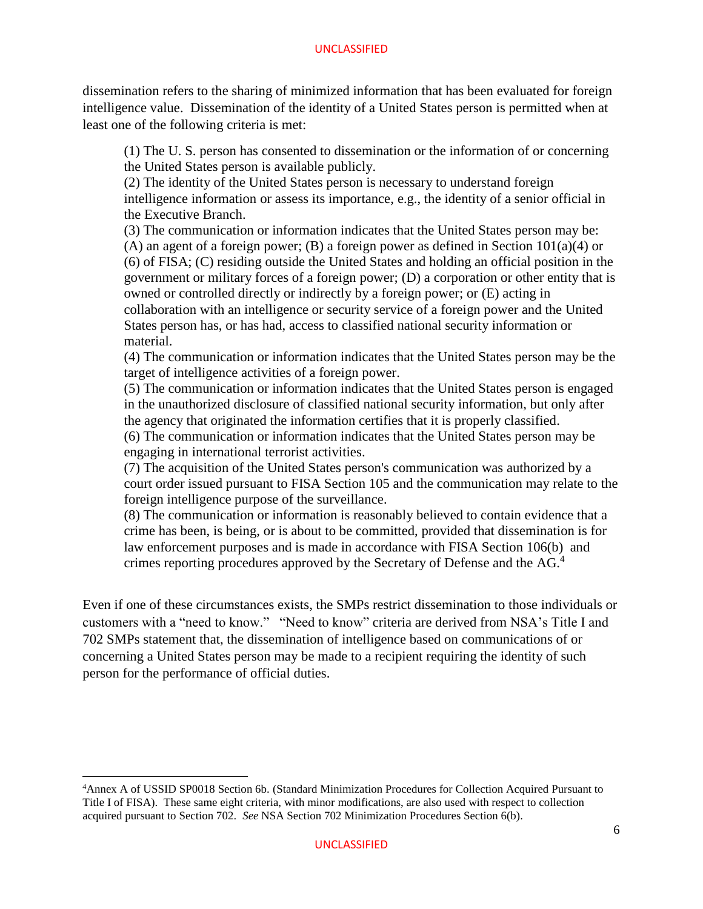dissemination refers to the sharing of minimized information that has been evaluated for foreign intelligence value. Dissemination of the identity of a United States person is permitted when at least one of the following criteria is met:

> (1) The U. S. person has consented to dissemination or the information of or concerning the United States person is available publicly.
> (2) The identity of the United States person is necessary to understand foreign intelligence information or assess its importance, e.g., the identity of a senior official in the Executive Branch.
> (3) The communication or information indicates that the United States person may be: (A) an agent of a foreign power; (B) a foreign power as defined in Section 101(a)(4) or (6) of FISA; (C) residing outside the United States and holding an official position in the government or military forces of a foreign power; (D) a corporation or other entity that is owned or controlled directly or indirectly by a foreign power; or (E) acting in collaboration with an intelligence or security service of a foreign power and the United States person has, or has had, access to classified national security information or material.
> (4) The communication or information indicates that the United States person may be the target of intelligence activities of a foreign power.
> (5) The communication or information indicates that the United States person is engaged in the unauthorized disclosure of classified national security information, but only after the agency that originated the information certifies that it is properly classified.
> (6) The communication or information indicates that the United States person may be engaging in international terrorist activities.
> (7) The acquisition of the United States person's communication was authorized by a court order issued pursuant to FISA Section 105 and the communication may relate to the foreign intelligence purpose of the surveillance.
> (8) The communication or information is reasonably believed to contain evidence that a crime has been, is being, or is about to be committed, provided that dissemination is for law enforcement purposes and is made in accordance with FISA Section 106(b) and crimes reporting procedures approved by the Secretary of Defense and the AG.[4]

Even if one of these circumstances exists, the SMPs restrict dissemination to those individuals or customers with a "need to know." "Need to know" criteria are derived from NSA's Title I and 702 SMPs statement that, the dissemination of intelligence based on communications of or concerning a United States person may be made to a recipient requiring the identity of such person for the performance of official duties.

---

[4] Annex A of USSID SP0018 Section 6b. (Standard Minimization Procedures for Collection Acquired Pursuant to Title I of FISA). These same eight criteria, with minor modifications, are also used with respect to collection acquired pursuant to Section 702. *See* NSA Section 702 Minimization Procedures Section 6(b).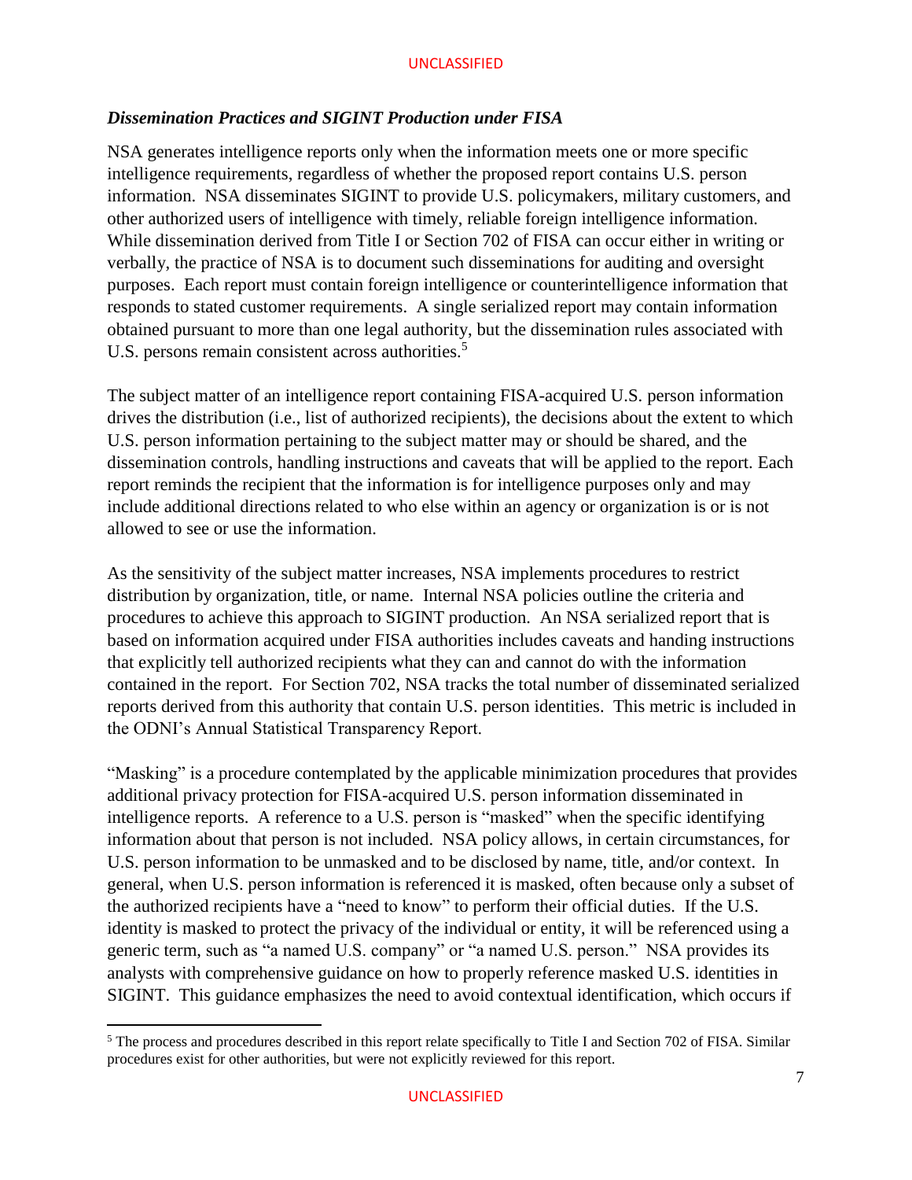### *Dissemination Practices and SIGINT Production under FISA*

NSA generates intelligence reports only when the information meets one or more specific intelligence requirements, regardless of whether the proposed report contains U.S. person information. NSA disseminates SIGINT to provide U.S. policymakers, military customers, and other authorized users of intelligence with timely, reliable foreign intelligence information. While dissemination derived from Title I or Section 702 of FISA can occur either in writing or verbally, the practice of NSA is to document such disseminations for auditing and oversight purposes. Each report must contain foreign intelligence or counterintelligence information that responds to stated customer requirements. A single serialized report may contain information obtained pursuant to more than one legal authority, but the dissemination rules associated with U.S. persons remain consistent across authorities.[5]

The subject matter of an intelligence report containing FISA-acquired U.S. person information drives the distribution (i.e., list of authorized recipients), the decisions about the extent to which U.S. person information pertaining to the subject matter may or should be shared, and the dissemination controls, handling instructions and caveats that will be applied to the report. Each report reminds the recipient that the information is for intelligence purposes only and may include additional directions related to who else within an agency or organization is or is not allowed to see or use the information.

As the sensitivity of the subject matter increases, NSA implements procedures to restrict distribution by organization, title, or name. Internal NSA policies outline the criteria and procedures to achieve this approach to SIGINT production. An NSA serialized report that is based on information acquired under FISA authorities includes caveats and handing instructions that explicitly tell authorized recipients what they can and cannot do with the information contained in the report. For Section 702, NSA tracks the total number of disseminated serialized reports derived from this authority that contain U.S. person identities. This metric is included in the ODNI's Annual Statistical Transparency Report.

"Masking" is a procedure contemplated by the applicable minimization procedures that provides additional privacy protection for FISA-acquired U.S. person information disseminated in intelligence reports. A reference to a U.S. person is "masked" when the specific identifying information about that person is not included. NSA policy allows, in certain circumstances, for U.S. person information to be unmasked and to be disclosed by name, title, and/or context. In general, when U.S. person information is referenced it is masked, often because only a subset of the authorized recipients have a "need to know" to perform their official duties. If the U.S. identity is masked to protect the privacy of the individual or entity, it will be referenced using a generic term, such as "a named U.S. company" or "a named U.S. person." NSA provides its analysts with comprehensive guidance on how to properly reference masked U.S. identities in SIGINT. This guidance emphasizes the need to avoid contextual identification, which occurs if

---

[5] The process and procedures described in this report relate specifically to Title I and Section 702 of FISA. Similar procedures exist for other authorities, but were not explicitly reviewed for this report.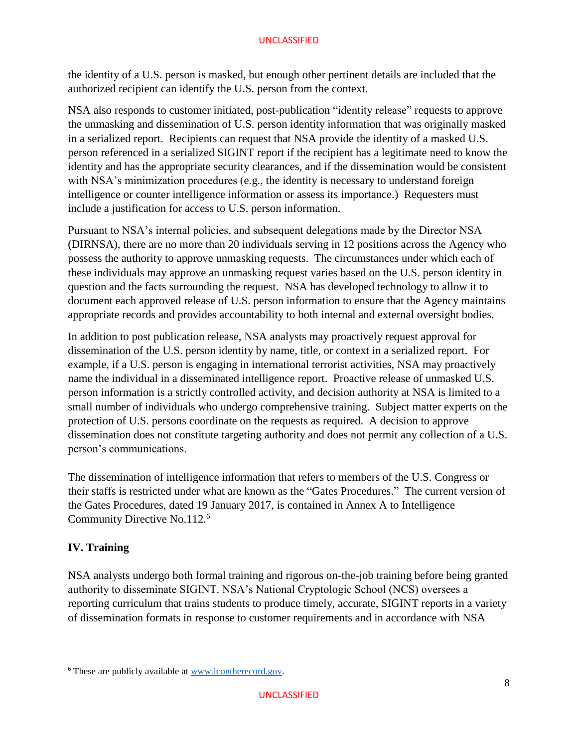the identity of a U.S. person is masked, but enough other pertinent details are included that the authorized recipient can identify the U.S. person from the context.

NSA also responds to customer initiated, post-publication "identity release" requests to approve the unmasking and dissemination of U.S. person identity information that was originally masked in a serialized report. Recipients can request that NSA provide the identity of a masked U.S. person referenced in a serialized SIGINT report if the recipient has a legitimate need to know the identity and has the appropriate security clearances, and if the dissemination would be consistent with NSA's minimization procedures (e.g., the identity is necessary to understand foreign intelligence or counter intelligence information or assess its importance.) Requesters must include a justification for access to U.S. person information.

Pursuant to NSA's internal policies, and subsequent delegations made by the Director NSA (DIRNSA), there are no more than 20 individuals serving in 12 positions across the Agency who possess the authority to approve unmasking requests. The circumstances under which each of these individuals may approve an unmasking request varies based on the U.S. person identity in question and the facts surrounding the request. NSA has developed technology to allow it to document each approved release of U.S. person information to ensure that the Agency maintains appropriate records and provides accountability to both internal and external oversight bodies.

In addition to post publication release, NSA analysts may proactively request approval for dissemination of the U.S. person identity by name, title, or context in a serialized report. For example, if a U.S. person is engaging in international terrorist activities, NSA may proactively name the individual in a disseminated intelligence report. Proactive release of unmasked U.S. person information is a strictly controlled activity, and decision authority at NSA is limited to a small number of individuals who undergo comprehensive training. Subject matter experts on the protection of U.S. persons coordinate on the requests as required. A decision to approve dissemination does not constitute targeting authority and does not permit any collection of a U.S. person's communications.

The dissemination of intelligence information that refers to members of the U.S. Congress or their staffs is restricted under what are known as the "Gates Procedures." The current version of the Gates Procedures, dated 19 January 2017, is contained in Annex A to Intelligence Community Directive No.112.[6]

## IV. Training

NSA analysts undergo both formal training and rigorous on-the-job training before being granted authority to disseminate SIGINT. NSA's National Cryptologic School (NCS) oversees a reporting curriculum that trains students to produce timely, accurate, SIGINT reports in a variety of dissemination formats in response to customer requirements and in accordance with NSA

[6] These are publicly available at www.icontherecord.gov.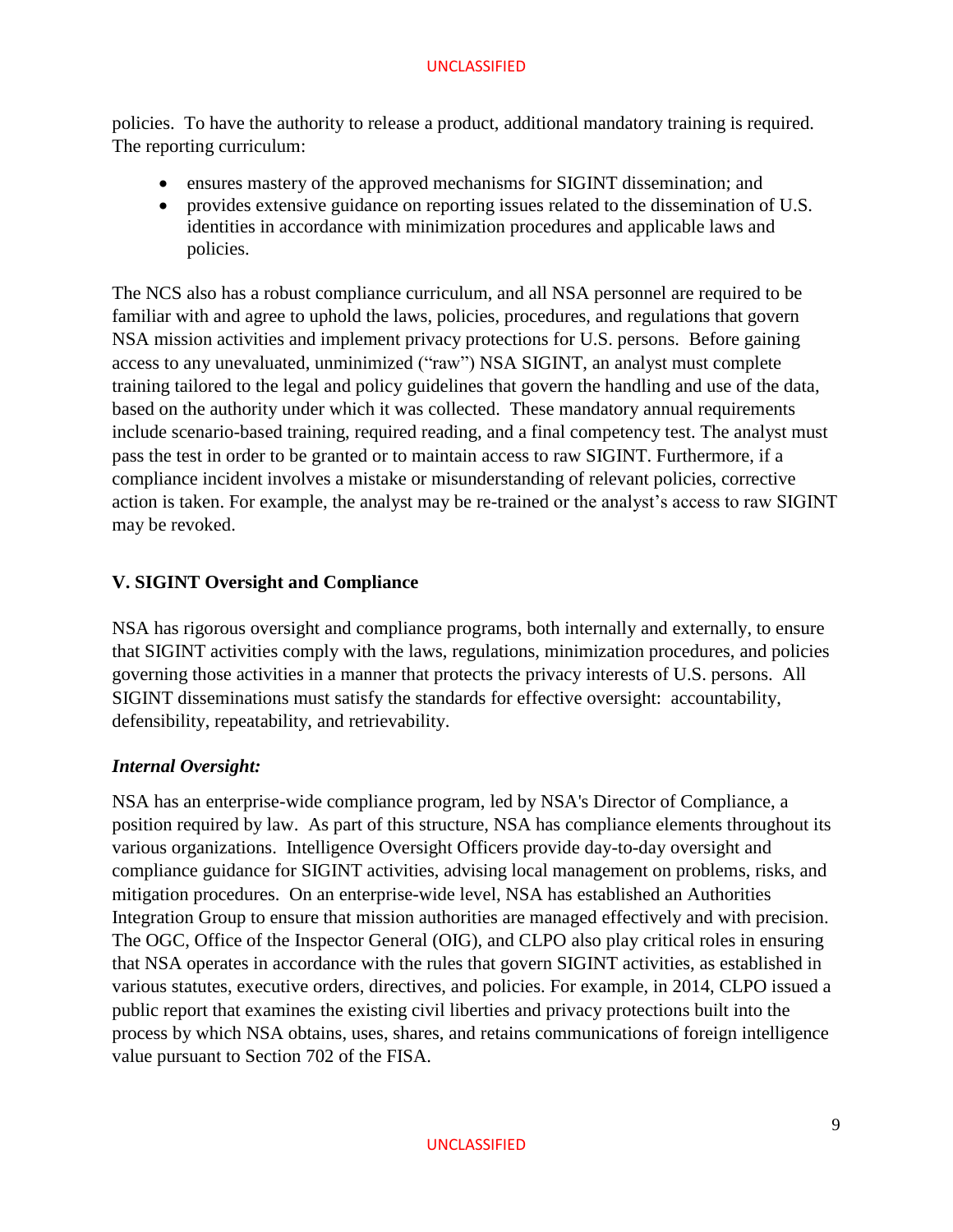policies. To have the authority to release a product, additional mandatory training is required. The reporting curriculum:

- ensures mastery of the approved mechanisms for SIGINT dissemination; and
- provides extensive guidance on reporting issues related to the dissemination of U.S. identities in accordance with minimization procedures and applicable laws and policies.

The NCS also has a robust compliance curriculum, and all NSA personnel are required to be familiar with and agree to uphold the laws, policies, procedures, and regulations that govern NSA mission activities and implement privacy protections for U.S. persons. Before gaining access to any unevaluated, unminimized ("raw") NSA SIGINT, an analyst must complete training tailored to the legal and policy guidelines that govern the handling and use of the data, based on the authority under which it was collected. These mandatory annual requirements include scenario-based training, required reading, and a final competency test. The analyst must pass the test in order to be granted or to maintain access to raw SIGINT. Furthermore, if a compliance incident involves a mistake or misunderstanding of relevant policies, corrective action is taken. For example, the analyst may be re-trained or the analyst's access to raw SIGINT may be revoked.

## V. SIGINT Oversight and Compliance

NSA has rigorous oversight and compliance programs, both internally and externally, to ensure that SIGINT activities comply with the laws, regulations, minimization procedures, and policies governing those activities in a manner that protects the privacy interests of U.S. persons. All SIGINT disseminations must satisfy the standards for effective oversight: accountability, defensibility, repeatability, and retrievability.

### *Internal Oversight:*

NSA has an enterprise-wide compliance program, led by NSA's Director of Compliance, a position required by law. As part of this structure, NSA has compliance elements throughout its various organizations. Intelligence Oversight Officers provide day-to-day oversight and compliance guidance for SIGINT activities, advising local management on problems, risks, and mitigation procedures. On an enterprise-wide level, NSA has established an Authorities Integration Group to ensure that mission authorities are managed effectively and with precision. The OGC, Office of the Inspector General (OIG), and CLPO also play critical roles in ensuring that NSA operates in accordance with the rules that govern SIGINT activities, as established in various statutes, executive orders, directives, and policies. For example, in 2014, CLPO issued a public report that examines the existing civil liberties and privacy protections built into the process by which NSA obtains, uses, shares, and retains communications of foreign intelligence value pursuant to Section 702 of the FISA.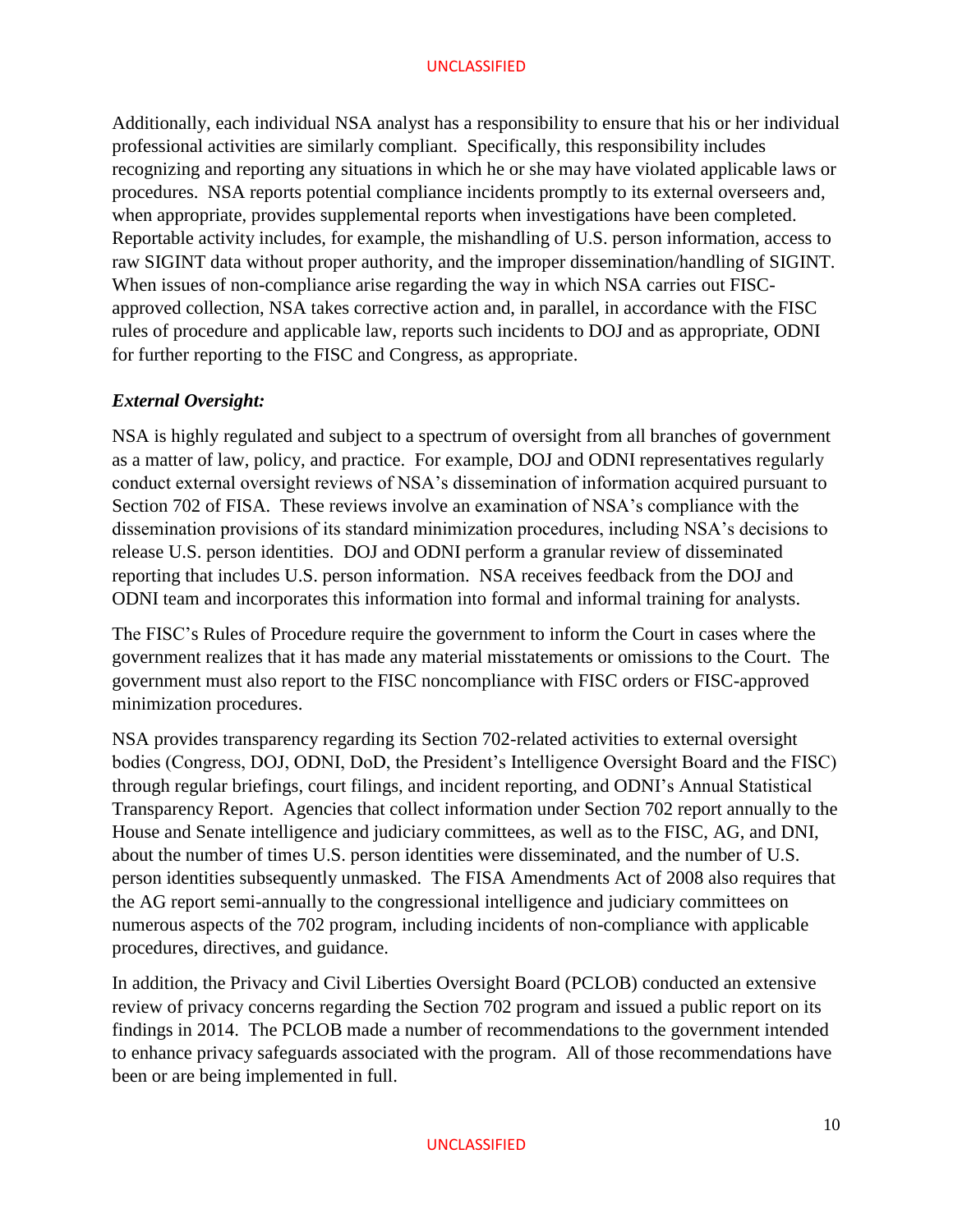Additionally, each individual NSA analyst has a responsibility to ensure that his or her individual professional activities are similarly compliant. Specifically, this responsibility includes recognizing and reporting any situations in which he or she may have violated applicable laws or procedures. NSA reports potential compliance incidents promptly to its external overseers and, when appropriate, provides supplemental reports when investigations have been completed. Reportable activity includes, for example, the mishandling of U.S. person information, access to raw SIGINT data without proper authority, and the improper dissemination/handling of SIGINT. When issues of non-compliance arise regarding the way in which NSA carries out FISC-approved collection, NSA takes corrective action and, in parallel, in accordance with the FISC rules of procedure and applicable law, reports such incidents to DOJ and as appropriate, ODNI for further reporting to the FISC and Congress, as appropriate.

***External Oversight:***

NSA is highly regulated and subject to a spectrum of oversight from all branches of government as a matter of law, policy, and practice. For example, DOJ and ODNI representatives regularly conduct external oversight reviews of NSA's dissemination of information acquired pursuant to Section 702 of FISA. These reviews involve an examination of NSA's compliance with the dissemination provisions of its standard minimization procedures, including NSA's decisions to release U.S. person identities. DOJ and ODNI perform a granular review of disseminated reporting that includes U.S. person information. NSA receives feedback from the DOJ and ODNI team and incorporates this information into formal and informal training for analysts.

The FISC's Rules of Procedure require the government to inform the Court in cases where the government realizes that it has made any material misstatements or omissions to the Court. The government must also report to the FISC noncompliance with FISC orders or FISC-approved minimization procedures.

NSA provides transparency regarding its Section 702-related activities to external oversight bodies (Congress, DOJ, ODNI, DoD, the President's Intelligence Oversight Board and the FISC) through regular briefings, court filings, and incident reporting, and ODNI's Annual Statistical Transparency Report. Agencies that collect information under Section 702 report annually to the House and Senate intelligence and judiciary committees, as well as to the FISC, AG, and DNI, about the number of times U.S. person identities were disseminated, and the number of U.S. person identities subsequently unmasked. The FISA Amendments Act of 2008 also requires that the AG report semi-annually to the congressional intelligence and judiciary committees on numerous aspects of the 702 program, including incidents of non-compliance with applicable procedures, directives, and guidance.

In addition, the Privacy and Civil Liberties Oversight Board (PCLOB) conducted an extensive review of privacy concerns regarding the Section 702 program and issued a public report on its findings in 2014. The PCLOB made a number of recommendations to the government intended to enhance privacy safeguards associated with the program. All of those recommendations have been or are being implemented in full.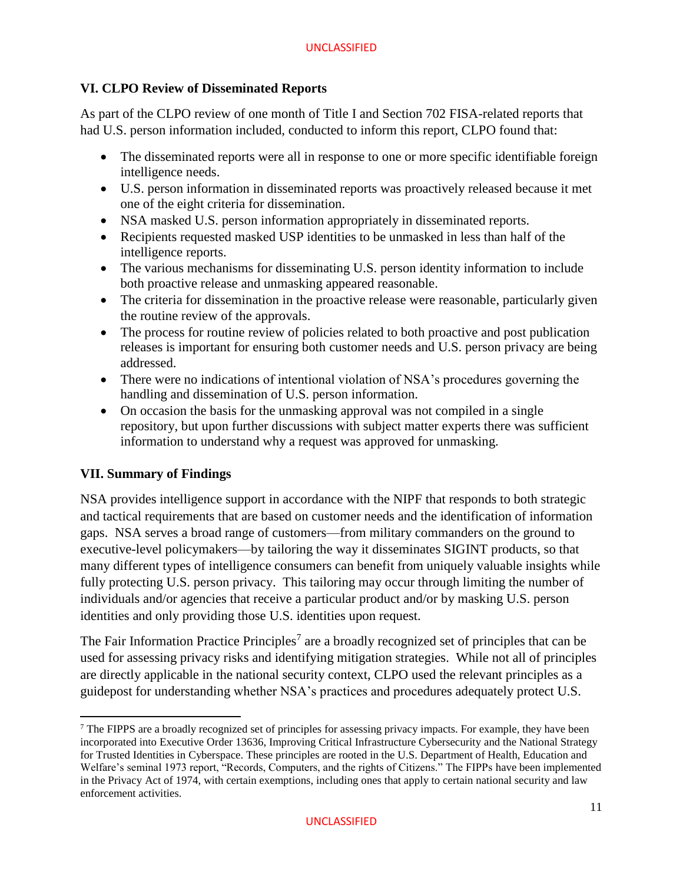## VI. CLPO Review of Disseminated Reports

As part of the CLPO review of one month of Title I and Section 702 FISA-related reports that had U.S. person information included, conducted to inform this report, CLPO found that:

- The disseminated reports were all in response to one or more specific identifiable foreign intelligence needs.
- U.S. person information in disseminated reports was proactively released because it met one of the eight criteria for dissemination.
- NSA masked U.S. person information appropriately in disseminated reports.
- Recipients requested masked USP identities to be unmasked in less than half of the intelligence reports.
- The various mechanisms for disseminating U.S. person identity information to include both proactive release and unmasking appeared reasonable.
- The criteria for dissemination in the proactive release were reasonable, particularly given the routine review of the approvals.
- The process for routine review of policies related to both proactive and post publication releases is important for ensuring both customer needs and U.S. person privacy are being addressed.
- There were no indications of intentional violation of NSA's procedures governing the handling and dissemination of U.S. person information.
- On occasion the basis for the unmasking approval was not compiled in a single repository, but upon further discussions with subject matter experts there was sufficient information to understand why a request was approved for unmasking.

## VII. Summary of Findings

NSA provides intelligence support in accordance with the NIPF that responds to both strategic and tactical requirements that are based on customer needs and the identification of information gaps. NSA serves a broad range of customers—from military commanders on the ground to executive-level policymakers—by tailoring the way it disseminates SIGINT products, so that many different types of intelligence consumers can benefit from uniquely valuable insights while fully protecting U.S. person privacy. This tailoring may occur through limiting the number of individuals and/or agencies that receive a particular product and/or by masking U.S. person identities and only providing those U.S. identities upon request.

The Fair Information Practice Principles[7] are a broadly recognized set of principles that can be used for assessing privacy risks and identifying mitigation strategies. While not all of principles are directly applicable in the national security context, CLPO used the relevant principles as a guidepost for understanding whether NSA's practices and procedures adequately protect U.S.

---

[7] The FIPPS are a broadly recognized set of principles for assessing privacy impacts. For example, they have been incorporated into Executive Order 13636, Improving Critical Infrastructure Cybersecurity and the National Strategy for Trusted Identities in Cyberspace. These principles are rooted in the U.S. Department of Health, Education and Welfare's seminal 1973 report, "Records, Computers, and the rights of Citizens." The FIPPs have been implemented in the Privacy Act of 1974, with certain exemptions, including ones that apply to certain national security and law enforcement activities.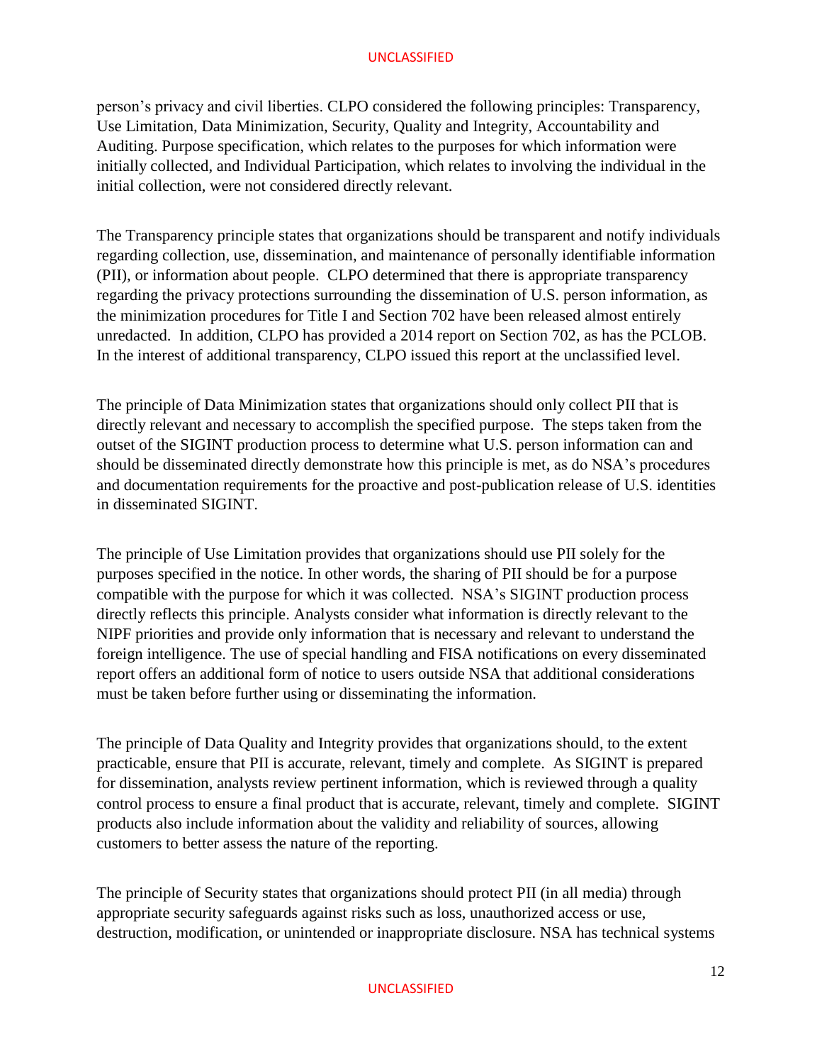person's privacy and civil liberties. CLPO considered the following principles: Transparency, Use Limitation, Data Minimization, Security, Quality and Integrity, Accountability and Auditing. Purpose specification, which relates to the purposes for which information were initially collected, and Individual Participation, which relates to involving the individual in the initial collection, were not considered directly relevant.

The Transparency principle states that organizations should be transparent and notify individuals regarding collection, use, dissemination, and maintenance of personally identifiable information (PII), or information about people. CLPO determined that there is appropriate transparency regarding the privacy protections surrounding the dissemination of U.S. person information, as the minimization procedures for Title I and Section 702 have been released almost entirely unredacted. In addition, CLPO has provided a 2014 report on Section 702, as has the PCLOB. In the interest of additional transparency, CLPO issued this report at the unclassified level.

The principle of Data Minimization states that organizations should only collect PII that is directly relevant and necessary to accomplish the specified purpose. The steps taken from the outset of the SIGINT production process to determine what U.S. person information can and should be disseminated directly demonstrate how this principle is met, as do NSA's procedures and documentation requirements for the proactive and post-publication release of U.S. identities in disseminated SIGINT.

The principle of Use Limitation provides that organizations should use PII solely for the purposes specified in the notice. In other words, the sharing of PII should be for a purpose compatible with the purpose for which it was collected. NSA's SIGINT production process directly reflects this principle. Analysts consider what information is directly relevant to the NIPF priorities and provide only information that is necessary and relevant to understand the foreign intelligence. The use of special handling and FISA notifications on every disseminated report offers an additional form of notice to users outside NSA that additional considerations must be taken before further using or disseminating the information.

The principle of Data Quality and Integrity provides that organizations should, to the extent practicable, ensure that PII is accurate, relevant, timely and complete. As SIGINT is prepared for dissemination, analysts review pertinent information, which is reviewed through a quality control process to ensure a final product that is accurate, relevant, timely and complete. SIGINT products also include information about the validity and reliability of sources, allowing customers to better assess the nature of the reporting.

The principle of Security states that organizations should protect PII (in all media) through appropriate security safeguards against risks such as loss, unauthorized access or use, destruction, modification, or unintended or inappropriate disclosure. NSA has technical systems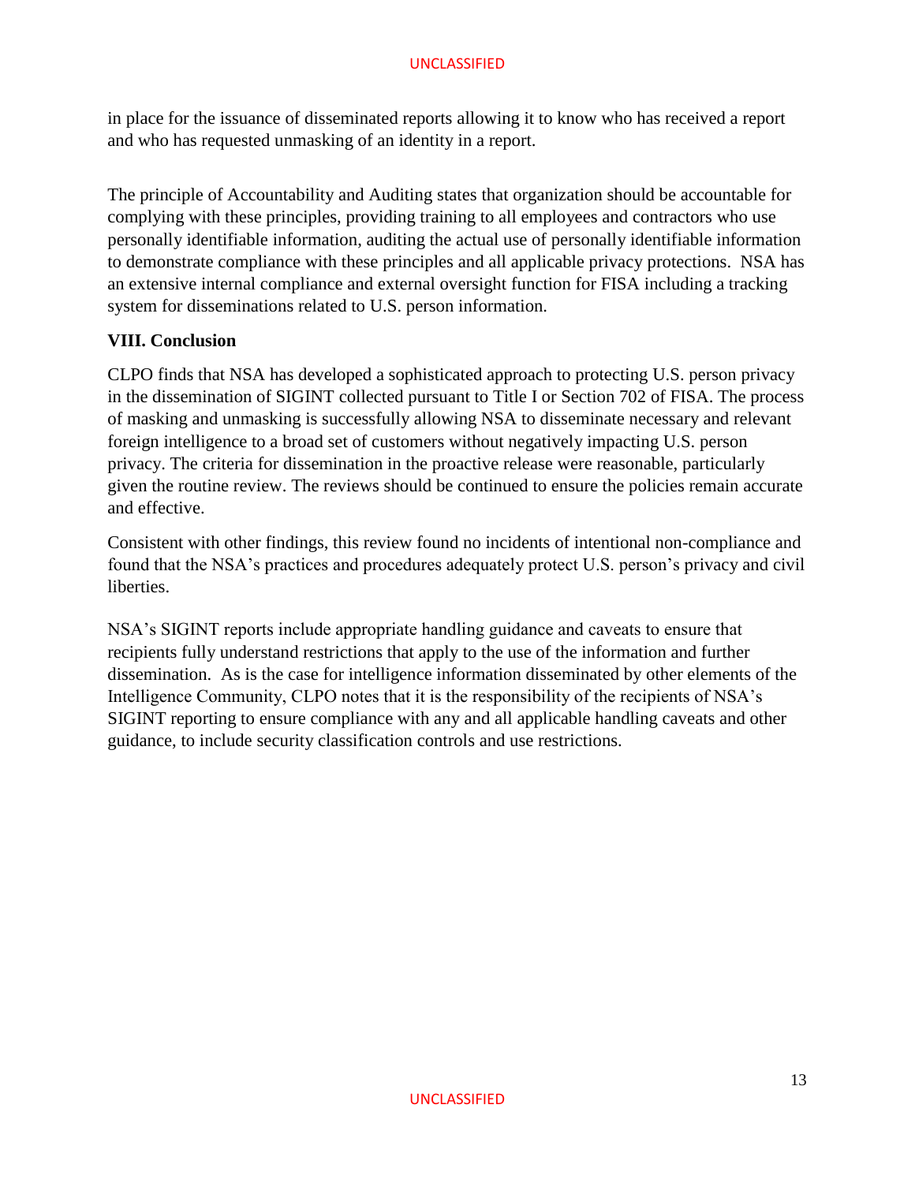in place for the issuance of disseminated reports allowing it to know who has received a report and who has requested unmasking of an identity in a report.

The principle of Accountability and Auditing states that organization should be accountable for complying with these principles, providing training to all employees and contractors who use personally identifiable information, auditing the actual use of personally identifiable information to demonstrate compliance with these principles and all applicable privacy protections. NSA has an extensive internal compliance and external oversight function for FISA including a tracking system for disseminations related to U.S. person information.

## VIII. Conclusion

CLPO finds that NSA has developed a sophisticated approach to protecting U.S. person privacy in the dissemination of SIGINT collected pursuant to Title I or Section 702 of FISA. The process of masking and unmasking is successfully allowing NSA to disseminate necessary and relevant foreign intelligence to a broad set of customers without negatively impacting U.S. person privacy. The criteria for dissemination in the proactive release were reasonable, particularly given the routine review. The reviews should be continued to ensure the policies remain accurate and effective.

Consistent with other findings, this review found no incidents of intentional non-compliance and found that the NSA's practices and procedures adequately protect U.S. person's privacy and civil liberties.

NSA's SIGINT reports include appropriate handling guidance and caveats to ensure that recipients fully understand restrictions that apply to the use of the information and further dissemination. As is the case for intelligence information disseminated by other elements of the Intelligence Community, CLPO notes that it is the responsibility of the recipients of NSA's SIGINT reporting to ensure compliance with any and all applicable handling caveats and other guidance, to include security classification controls and use restrictions.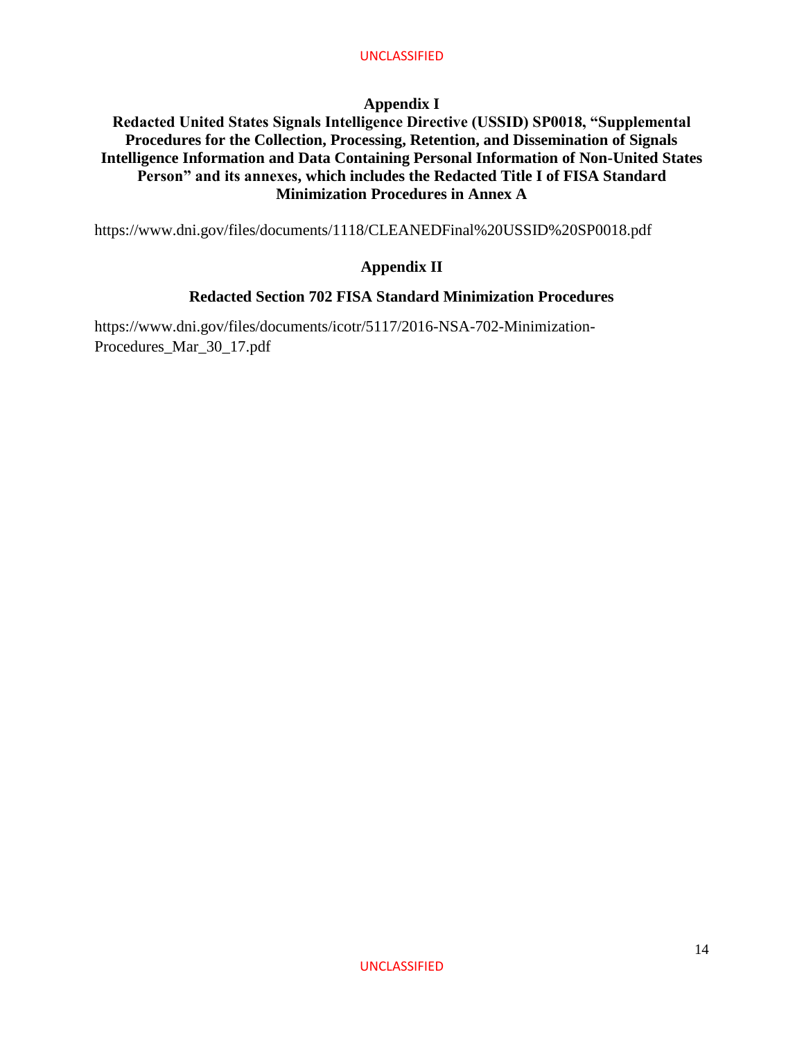## Appendix I

**Redacted United States Signals Intelligence Directive (USSID) SP0018, "Supplemental Procedures for the Collection, Processing, Retention, and Dissemination of Signals Intelligence Information and Data Containing Personal Information of Non-United States Person" and its annexes, which includes the Redacted Title I of FISA Standard Minimization Procedures in Annex A**

https://www.dni.gov/files/documents/1118/CLEANEDFinal%20USSID%20SP0018.pdf

## Appendix II

**Redacted Section 702 FISA Standard Minimization Procedures**

https://www.dni.gov/files/documents/icotr/5117/2016-NSA-702-Minimization-Procedures_Mar_30_17.pdf